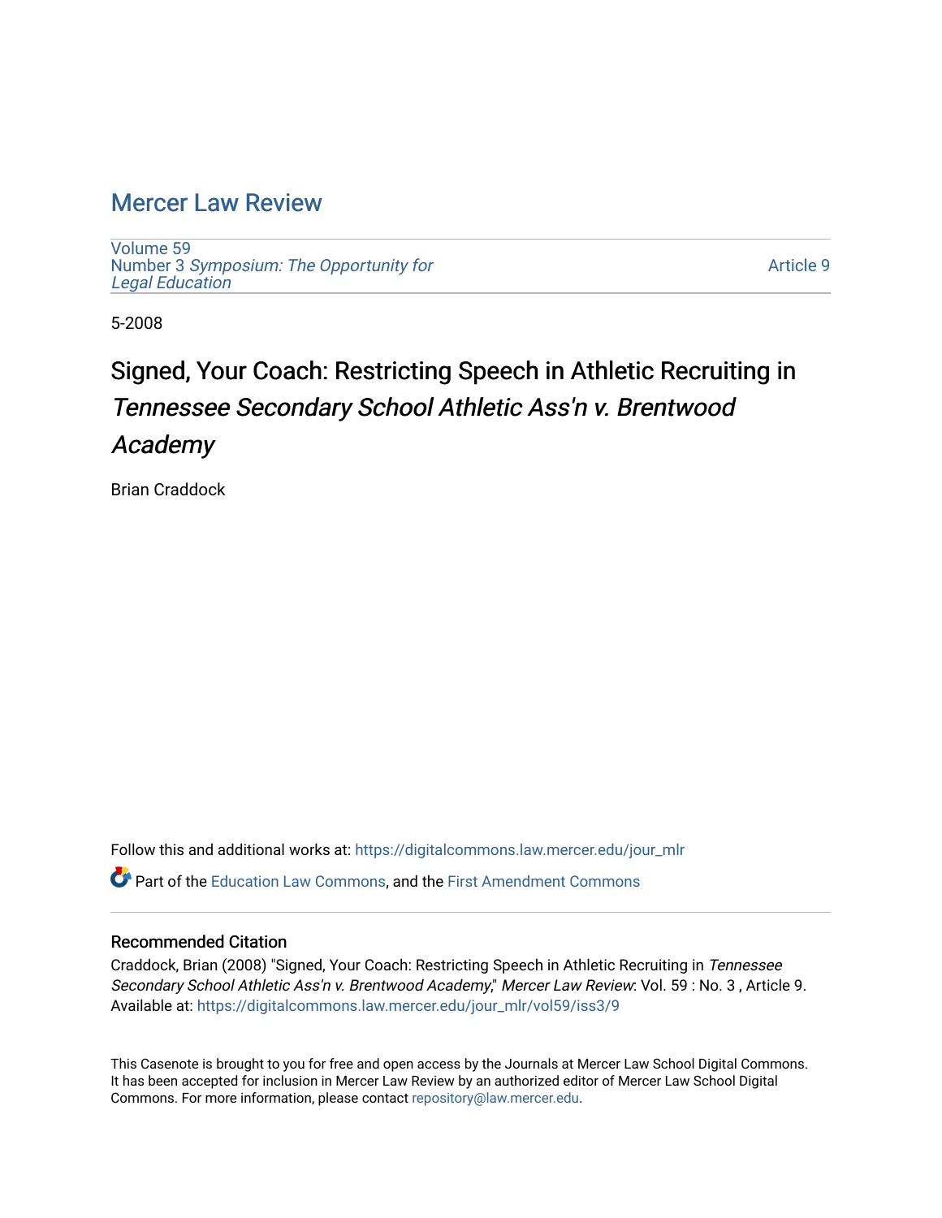# Mercer Law Review

Volume 59
Number 3 *Symposium: The Opportunity for Legal Education*

Article 9

5-2008

## Signed, Your Coach: Restricting Speech in Athletic Recruiting in *Tennessee Secondary School Athletic Ass'n v. Brentwood Academy*

Brian Craddock

Follow this and additional works at: https://digitalcommons.law.mercer.edu/jour_mlr

Part of the Education Law Commons, and the First Amendment Commons

### Recommended Citation

Craddock, Brian (2008) "Signed, Your Coach: Restricting Speech in Athletic Recruiting in *Tennessee Secondary School Athletic Ass'n v. Brentwood Academy*," *Mercer Law Review*: Vol. 59 : No. 3 , Article 9.
Available at: https://digitalcommons.law.mercer.edu/jour_mlr/vol59/iss3/9

This Casenote is brought to you for free and open access by the Journals at Mercer Law School Digital Commons. It has been accepted for inclusion in Mercer Law Review by an authorized editor of Mercer Law School Digital Commons. For more information, please contact repository@law.mercer.edu.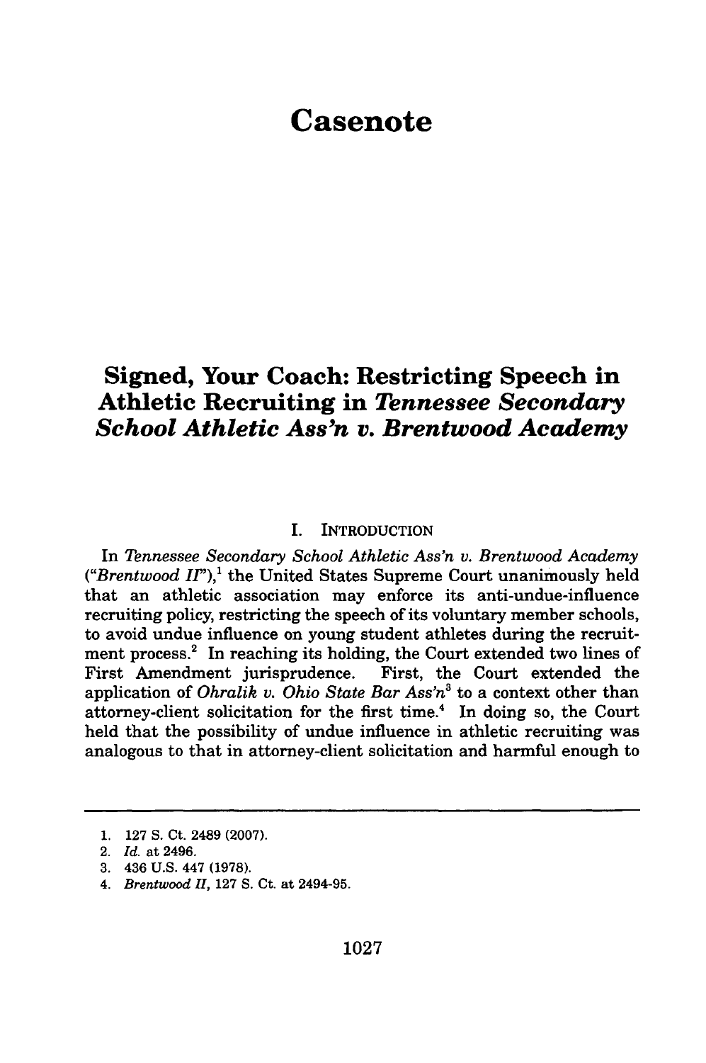# Casenote

## Signed, Your Coach: Restricting Speech in Athletic Recruiting in *Tennessee Secondary School Athletic Ass'n v. Brentwood Academy*

### I. Introduction

In *Tennessee Secondary School Athletic Ass'n v. Brentwood Academy* ("*Brentwood II*"),[1] the United States Supreme Court unanimously held that an athletic association may enforce its anti-undue-influence recruiting policy, restricting the speech of its voluntary member schools, to avoid undue influence on young student athletes during the recruitment process.[2] In reaching its holding, the Court extended two lines of First Amendment jurisprudence. First, the Court extended the application of *Ohralik v. Ohio State Bar Ass'n*[3] to a context other than attorney-client solicitation for the first time.[4] In doing so, the Court held that the possibility of undue influence in athletic recruiting was analogous to that in attorney-client solicitation and harmful enough to

---

1. 127 S. Ct. 2489 (2007).
2. *Id.* at 2496.
3. 436 U.S. 447 (1978).
4. *Brentwood II*, 127 S. Ct. at 2494-95.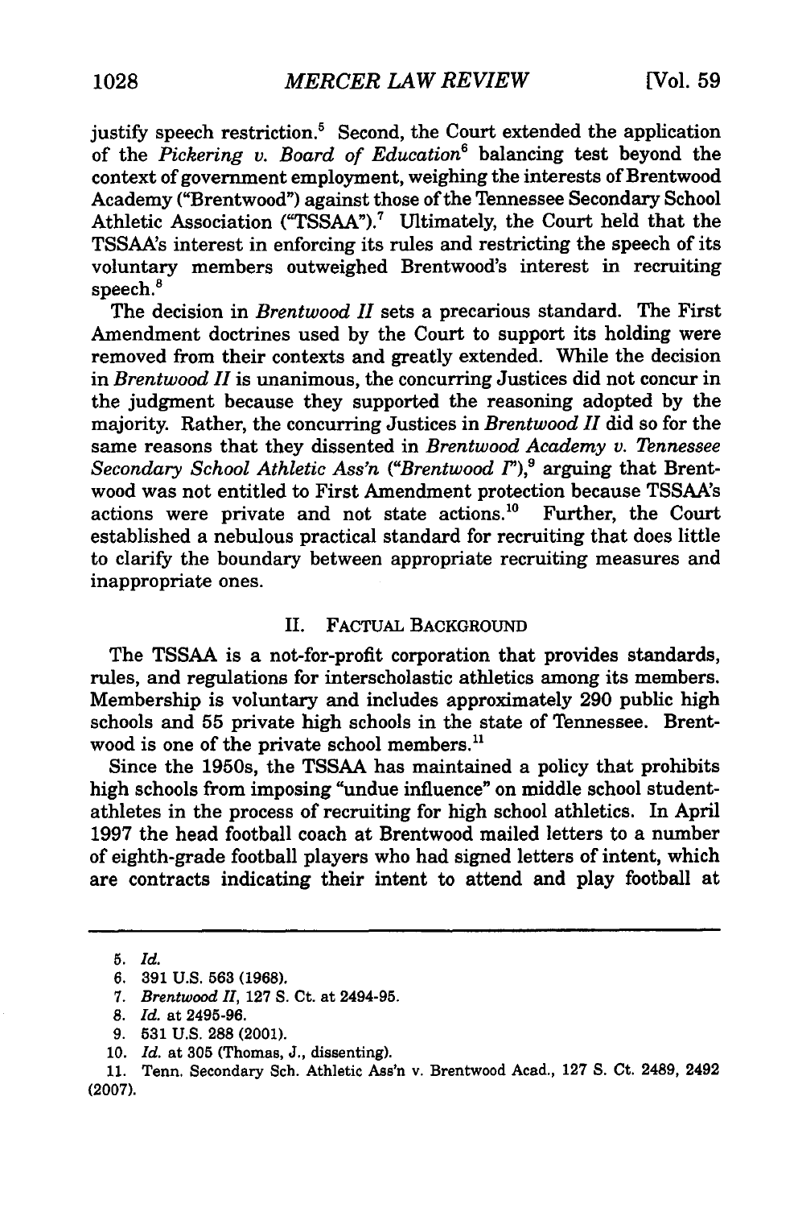justify speech restriction.[5] Second, the Court extended the application of the *Pickering v. Board of Education*[6] balancing test beyond the context of government employment, weighing the interests of Brentwood Academy ("Brentwood") against those of the Tennessee Secondary School Athletic Association ("TSSAA").[7] Ultimately, the Court held that the TSSAA's interest in enforcing its rules and restricting the speech of its voluntary members outweighed Brentwood's interest in recruiting speech.[8]

The decision in *Brentwood II* sets a precarious standard. The First Amendment doctrines used by the Court to support its holding were removed from their contexts and greatly extended. While the decision in *Brentwood II* is unanimous, the concurring Justices did not concur in the judgment because they supported the reasoning adopted by the majority. Rather, the concurring Justices in *Brentwood II* did so for the same reasons that they dissented in *Brentwood Academy v. Tennessee Secondary School Athletic Ass'n* ("*Brentwood I*"),[9] arguing that Brentwood was not entitled to First Amendment protection because TSSAA's actions were private and not state actions.[10] Further, the Court established a nebulous practical standard for recruiting that does little to clarify the boundary between appropriate recruiting measures and inappropriate ones.

## II. FACTUAL BACKGROUND

The TSSAA is a not-for-profit corporation that provides standards, rules, and regulations for interscholastic athletics among its members. Membership is voluntary and includes approximately 290 public high schools and 55 private high schools in the state of Tennessee. Brentwood is one of the private school members.[11]

Since the 1950s, the TSSAA has maintained a policy that prohibits high schools from imposing "undue influence" on middle school student-athletes in the process of recruiting for high school athletics. In April 1997 the head football coach at Brentwood mailed letters to a number of eighth-grade football players who had signed letters of intent, which are contracts indicating their intent to attend and play football at

---

5. *Id.*
6. 391 U.S. 563 (1968).
7. *Brentwood II*, 127 S. Ct. at 2494-95.
8. *Id.* at 2495-96.
9. 531 U.S. 288 (2001).
10. *Id.* at 305 (Thomas, J., dissenting).
11. Tenn. Secondary Sch. Athletic Ass'n v. Brentwood Acad., 127 S. Ct. 2489, 2492 (2007).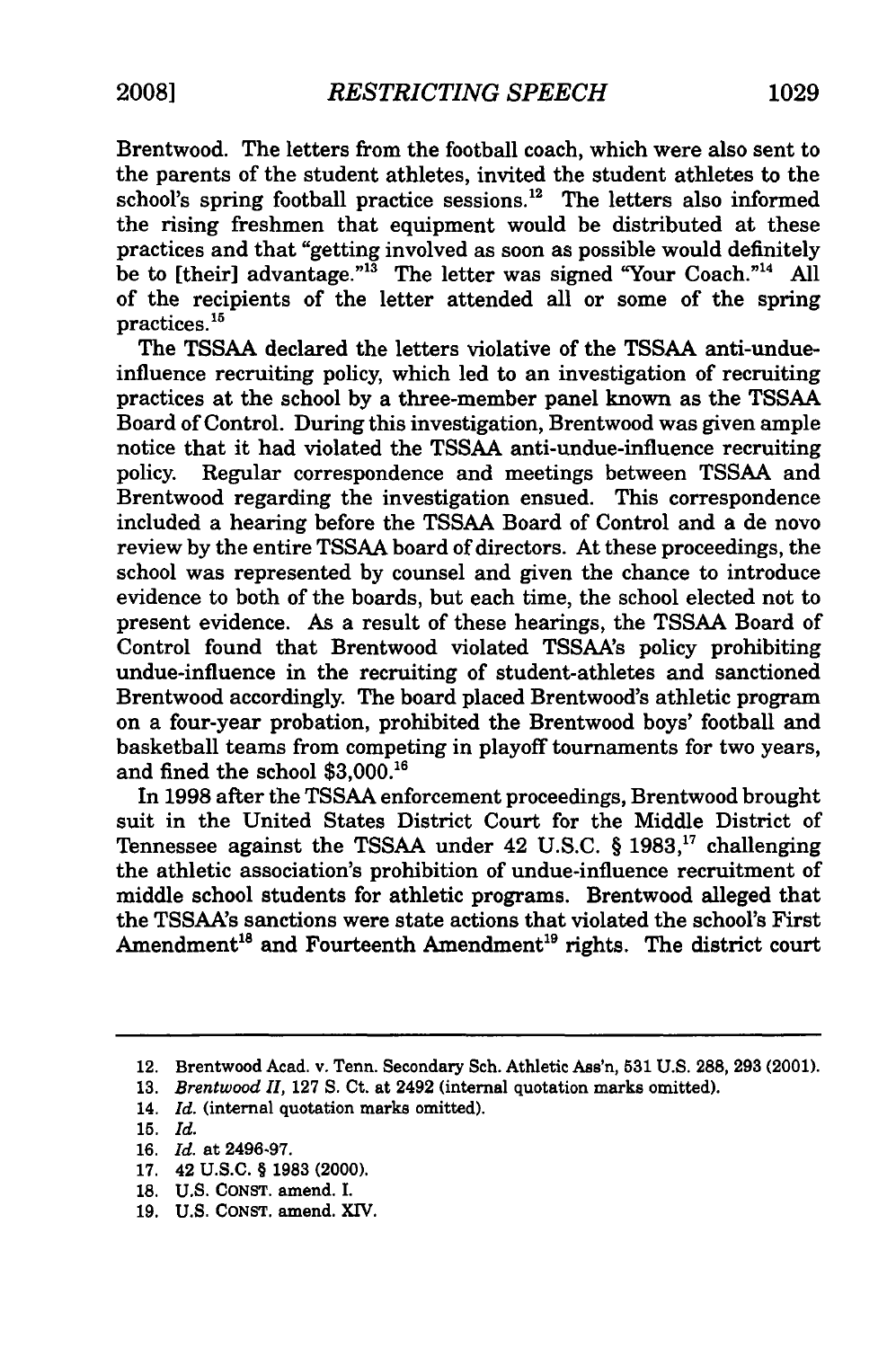Brentwood. The letters from the football coach, which were also sent to the parents of the student athletes, invited the student athletes to the school's spring football practice sessions.[12] The letters also informed the rising freshmen that equipment would be distributed at these practices and that "getting involved as soon as possible would definitely be to [their] advantage."[13] The letter was signed "Your Coach."[14] All of the recipients of the letter attended all or some of the spring practices.[15]

The TSSAA declared the letters violative of the TSSAA anti-undue-influence recruiting policy, which led to an investigation of recruiting practices at the school by a three-member panel known as the TSSAA Board of Control. During this investigation, Brentwood was given ample notice that it had violated the TSSAA anti-undue-influence recruiting policy. Regular correspondence and meetings between TSSAA and Brentwood regarding the investigation ensued. This correspondence included a hearing before the TSSAA Board of Control and a de novo review by the entire TSSAA board of directors. At these proceedings, the school was represented by counsel and given the chance to introduce evidence to both of the boards, but each time, the school elected not to present evidence. As a result of these hearings, the TSSAA Board of Control found that Brentwood violated TSSAA's policy prohibiting undue-influence in the recruiting of student-athletes and sanctioned Brentwood accordingly. The board placed Brentwood's athletic program on a four-year probation, prohibited the Brentwood boys' football and basketball teams from competing in playoff tournaments for two years, and fined the school $3,000.[16]

In 1998 after the TSSAA enforcement proceedings, Brentwood brought suit in the United States District Court for the Middle District of Tennessee against the TSSAA under 42 U.S.C. § 1983,[17] challenging the athletic association's prohibition of undue-influence recruitment of middle school students for athletic programs. Brentwood alleged that the TSSAA's sanctions were state actions that violated the school's First Amendment[18] and Fourteenth Amendment[19] rights. The district court

---

12. Brentwood Acad. v. Tenn. Secondary Sch. Athletic Ass'n, 531 U.S. 288, 293 (2001).
13. *Brentwood II*, 127 S. Ct. at 2492 (internal quotation marks omitted).
14. *Id.* (internal quotation marks omitted).
15. *Id.*
16. *Id.* at 2496-97.
17. 42 U.S.C. § 1983 (2000).
18. U.S. CONST. amend. I.
19. U.S. CONST. amend. XIV.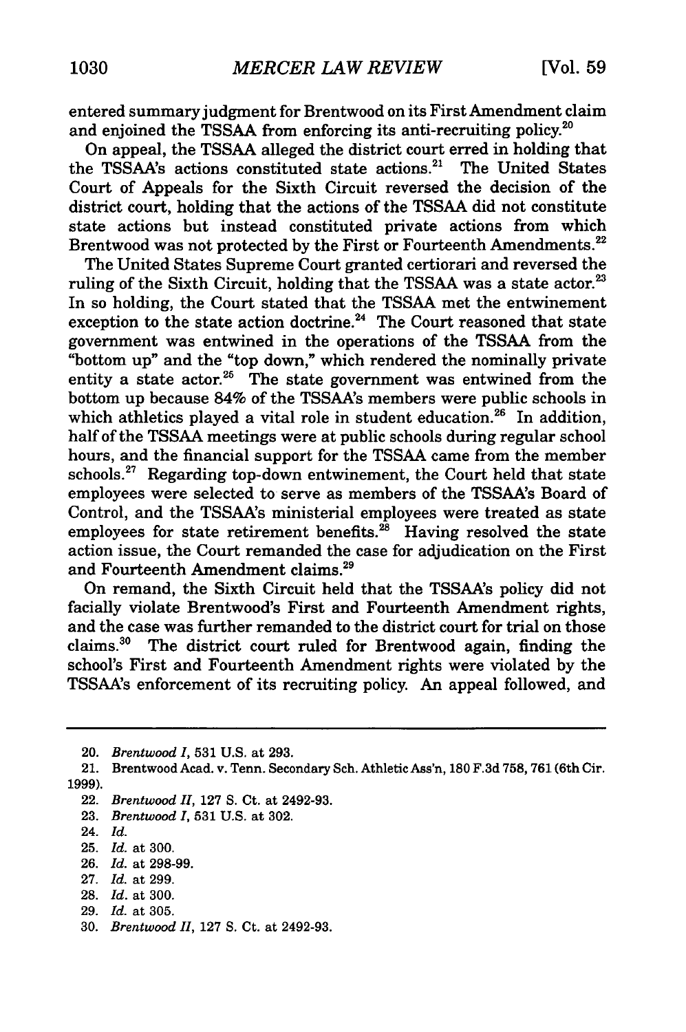entered summary judgment for Brentwood on its First Amendment claim and enjoined the TSSAA from enforcing its anti-recruiting policy.[20]

On appeal, the TSSAA alleged the district court erred in holding that the TSSAA's actions constituted state actions.[21] The United States Court of Appeals for the Sixth Circuit reversed the decision of the district court, holding that the actions of the TSSAA did not constitute state actions but instead constituted private actions from which Brentwood was not protected by the First or Fourteenth Amendments.[22]

The United States Supreme Court granted certiorari and reversed the ruling of the Sixth Circuit, holding that the TSSAA was a state actor.[23] In so holding, the Court stated that the TSSAA met the entwinement exception to the state action doctrine.[24] The Court reasoned that state government was entwined in the operations of the TSSAA from the "bottom up" and the "top down," which rendered the nominally private entity a state actor.[25] The state government was entwined from the bottom up because 84% of the TSSAA's members were public schools in which athletics played a vital role in student education.[26] In addition, half of the TSSAA meetings were at public schools during regular school hours, and the financial support for the TSSAA came from the member schools.[27] Regarding top-down entwinement, the Court held that state employees were selected to serve as members of the TSSAA's Board of Control, and the TSSAA's ministerial employees were treated as state employees for state retirement benefits.[28] Having resolved the state action issue, the Court remanded the case for adjudication on the First and Fourteenth Amendment claims.[29]

On remand, the Sixth Circuit held that the TSSAA's policy did not facially violate Brentwood's First and Fourteenth Amendment rights, and the case was further remanded to the district court for trial on those claims.[30] The district court ruled for Brentwood again, finding the school's First and Fourteenth Amendment rights were violated by the TSSAA's enforcement of its recruiting policy. An appeal followed, and

---

20. *Brentwood I*, 531 U.S. at 293.

21. Brentwood Acad. v. Tenn. Secondary Sch. Athletic Ass'n, 180 F.3d 758, 761 (6th Cir. 1999).

22. *Brentwood II*, 127 S. Ct. at 2492-93.

23. *Brentwood I*, 531 U.S. at 302.

24. *Id.*

25. *Id.* at 300.

26. *Id.* at 298-99.

27. *Id.* at 299.

28. *Id.* at 300.

29. *Id.* at 305.

30. *Brentwood II*, 127 S. Ct. at 2492-93.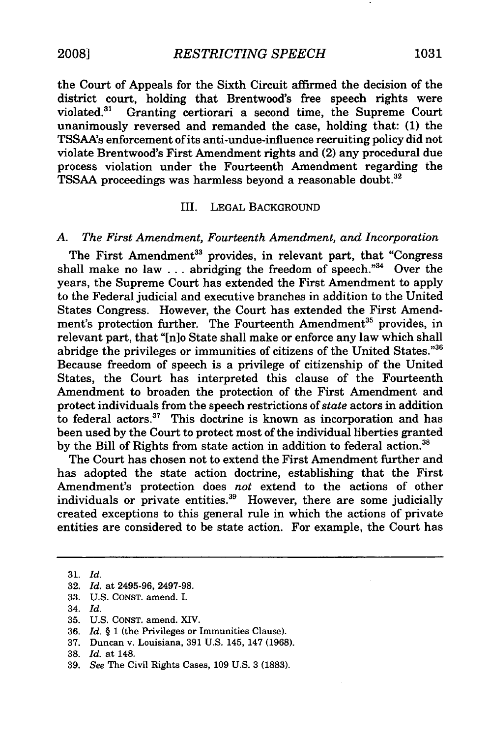the Court of Appeals for the Sixth Circuit affirmed the decision of the district court, holding that Brentwood's free speech rights were violated.[31] Granting certiorari a second time, the Supreme Court unanimously reversed and remanded the case, holding that: (1) the TSSAA's enforcement of its anti-undue-influence recruiting policy did not violate Brentwood's First Amendment rights and (2) any procedural due process violation under the Fourteenth Amendment regarding the TSSAA proceedings was harmless beyond a reasonable doubt.[32]

## III. LEGAL BACKGROUND

### A. *The First Amendment, Fourteenth Amendment, and Incorporation*

The First Amendment[33] provides, in relevant part, that "Congress shall make no law . . . abridging the freedom of speech."[34] Over the years, the Supreme Court has extended the First Amendment to apply to the Federal judicial and executive branches in addition to the United States Congress. However, the Court has extended the First Amendment's protection further. The Fourteenth Amendment[35] provides, in relevant part, that "[n]o State shall make or enforce any law which shall abridge the privileges or immunities of citizens of the United States."[36] Because freedom of speech is a privilege of citizenship of the United States, the Court has interpreted this clause of the Fourteenth Amendment to broaden the protection of the First Amendment and protect individuals from the speech restrictions of *state* actors in addition to federal actors.[37] This doctrine is known as incorporation and has been used by the Court to protect most of the individual liberties granted by the Bill of Rights from state action in addition to federal action.[38]

The Court has chosen not to extend the First Amendment further and has adopted the state action doctrine, establishing that the First Amendment's protection does *not* extend to the actions of other individuals or private entities.[39] However, there are some judicially created exceptions to this general rule in which the actions of private entities are considered to be state action. For example, the Court has

---

31. *Id.*
32. *Id.* at 2495-96, 2497-98.
33. U.S. CONST. amend. I.
34. *Id.*
35. U.S. CONST. amend. XIV.
36. *Id.* § 1 (the Privileges or Immunities Clause).
37. Duncan v. Louisiana, 391 U.S. 145, 147 (1968).
38. *Id.* at 148.
39. *See* The Civil Rights Cases, 109 U.S. 3 (1883).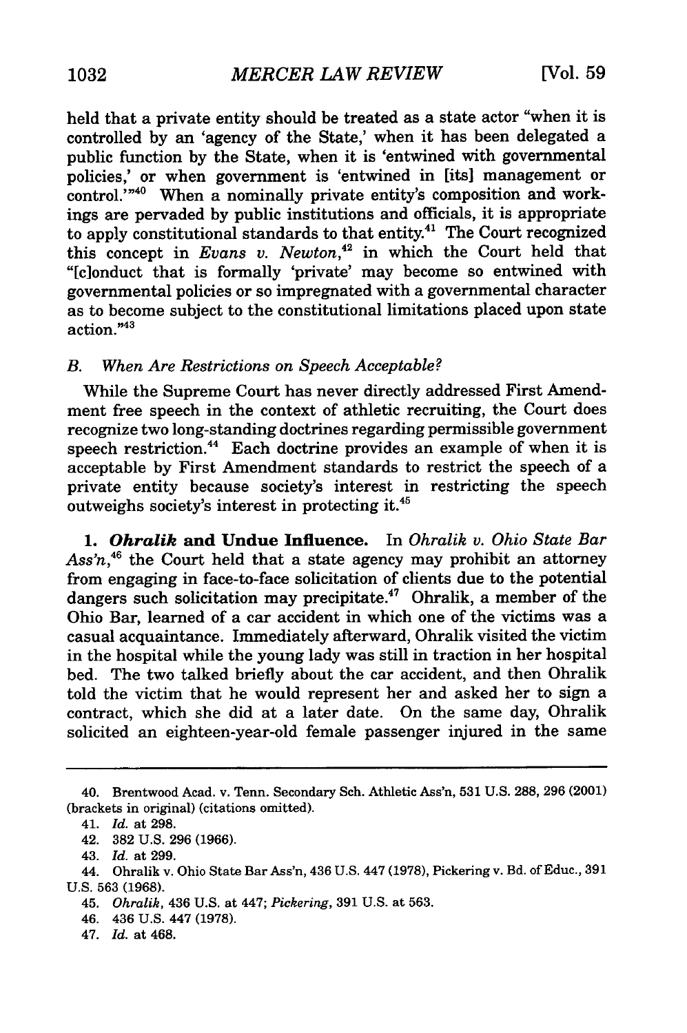held that a private entity should be treated as a state actor "when it is controlled by an 'agency of the State,' when it has been delegated a public function by the State, when it is 'entwined with governmental policies,' or when government is 'entwined in [its] management or control.'"[40] When a nominally private entity's composition and workings are pervaded by public institutions and officials, it is appropriate to apply constitutional standards to that entity.[41] The Court recognized this concept in *Evans v. Newton*,[42] in which the Court held that "[c]onduct that is formally 'private' may become so entwined with governmental policies or so impregnated with a governmental character as to become subject to the constitutional limitations placed upon state action."[43]

### *B. When Are Restrictions on Speech Acceptable?*

While the Supreme Court has never directly addressed First Amendment free speech in the context of athletic recruiting, the Court does recognize two long-standing doctrines regarding permissible government speech restriction.[44] Each doctrine provides an example of when it is acceptable by First Amendment standards to restrict the speech of a private entity because society's interest in restricting the speech outweighs society's interest in protecting it.[45]

**1. *Ohralik* and Undue Influence.** In *Ohralik v. Ohio State Bar Ass'n*,[46] the Court held that a state agency may prohibit an attorney from engaging in face-to-face solicitation of clients due to the potential dangers such solicitation may precipitate.[47] Ohralik, a member of the Ohio Bar, learned of a car accident in which one of the victims was a casual acquaintance. Immediately afterward, Ohralik visited the victim in the hospital while the young lady was still in traction in her hospital bed. The two talked briefly about the car accident, and then Ohralik told the victim that he would represent her and asked her to sign a contract, which she did at a later date. On the same day, Ohralik solicited an eighteen-year-old female passenger injured in the same

---

40. Brentwood Acad. v. Tenn. Secondary Sch. Athletic Ass'n, 531 U.S. 288, 296 (2001) (brackets in original) (citations omitted).

41. *Id.* at 298.

42. 382 U.S. 296 (1966).

43. *Id.* at 299.

44. Ohralik v. Ohio State Bar Ass'n, 436 U.S. 447 (1978), Pickering v. Bd. of Educ., 391 U.S. 563 (1968).

45. *Ohralik*, 436 U.S. at 447; *Pickering*, 391 U.S. at 563.

46. 436 U.S. 447 (1978).

47. *Id.* at 468.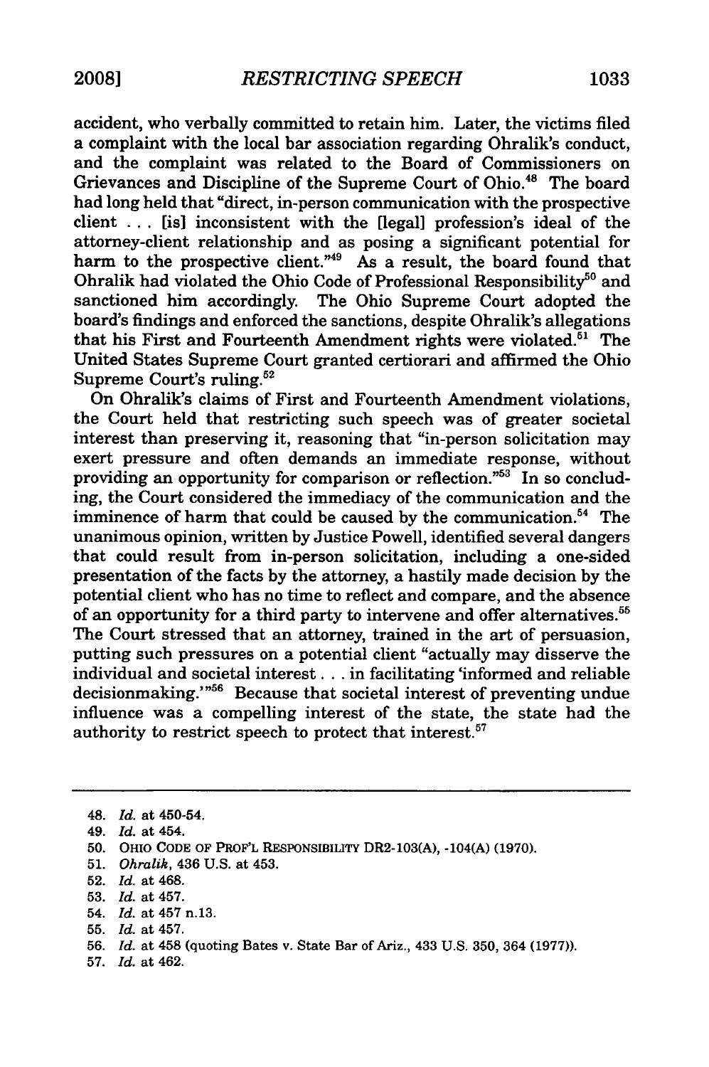accident, who verbally committed to retain him. Later, the victims filed a complaint with the local bar association regarding Ohralik's conduct, and the complaint was related to the Board of Commissioners on Grievances and Discipline of the Supreme Court of Ohio.[48] The board had long held that "direct, in-person communication with the prospective client . . . [is] inconsistent with the [legal] profession's ideal of the attorney-client relationship and as posing a significant potential for harm to the prospective client."[49] As a result, the board found that Ohralik had violated the Ohio Code of Professional Responsibility[50] and sanctioned him accordingly. The Ohio Supreme Court adopted the board's findings and enforced the sanctions, despite Ohralik's allegations that his First and Fourteenth Amendment rights were violated.[51] The United States Supreme Court granted certiorari and affirmed the Ohio Supreme Court's ruling.[52]

On Ohralik's claims of First and Fourteenth Amendment violations, the Court held that restricting such speech was of greater societal interest than preserving it, reasoning that "in-person solicitation may exert pressure and often demands an immediate response, without providing an opportunity for comparison or reflection."[53] In so concluding, the Court considered the immediacy of the communication and the imminence of harm that could be caused by the communication.[54] The unanimous opinion, written by Justice Powell, identified several dangers that could result from in-person solicitation, including a one-sided presentation of the facts by the attorney, a hastily made decision by the potential client who has no time to reflect and compare, and the absence of an opportunity for a third party to intervene and offer alternatives.[55] The Court stressed that an attorney, trained in the art of persuasion, putting such pressures on a potential client "actually may disserve the individual and societal interest . . . in facilitating 'informed and reliable decisionmaking.'"[56] Because that societal interest of preventing undue influence was a compelling interest of the state, the state had the authority to restrict speech to protect that interest.[57]

---

48. *Id.* at 450-54.

49. *Id.* at 454.

50. OHIO CODE OF PROF'L RESPONSIBILITY DR2-103(A), -104(A) (1970).

51. *Ohralik*, 436 U.S. at 453.

52. *Id.* at 468.

53. *Id.* at 457.

54. *Id.* at 457 n.13.

55. *Id.* at 457.

56. *Id.* at 458 (quoting Bates v. State Bar of Ariz., 433 U.S. 350, 364 (1977)).

57. *Id.* at 462.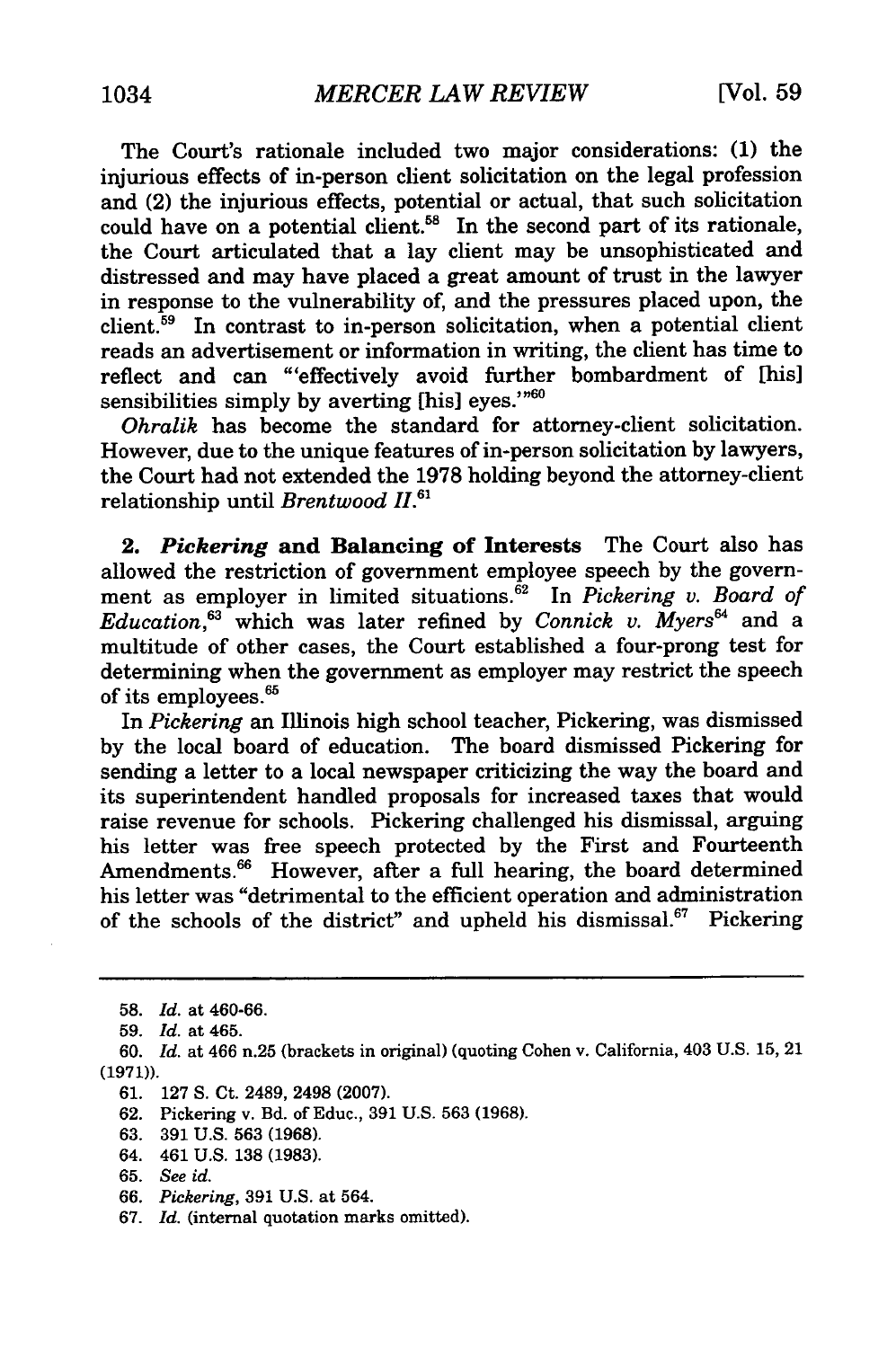The Court's rationale included two major considerations: (1) the injurious effects of in-person client solicitation on the legal profession and (2) the injurious effects, potential or actual, that such solicitation could have on a potential client.[58] In the second part of its rationale, the Court articulated that a lay client may be unsophisticated and distressed and may have placed a great amount of trust in the lawyer in response to the vulnerability of, and the pressures placed upon, the client.[59] In contrast to in-person solicitation, when a potential client reads an advertisement or information in writing, the client has time to reflect and can "'effectively avoid further bombardment of [his] sensibilities simply by averting [his] eyes.'"[60]

*Ohralik* has become the standard for attorney-client solicitation. However, due to the unique features of in-person solicitation by lawyers, the Court had not extended the 1978 holding beyond the attorney-client relationship until *Brentwood II*.[61]

**2. *Pickering* and Balancing of Interests** The Court also has allowed the restriction of government employee speech by the government as employer in limited situations.[62] In *Pickering v. Board of Education*,[63] which was later refined by *Connick v. Myers*[64] and a multitude of other cases, the Court established a four-prong test for determining when the government as employer may restrict the speech of its employees.[65]

In *Pickering* an Illinois high school teacher, Pickering, was dismissed by the local board of education. The board dismissed Pickering for sending a letter to a local newspaper criticizing the way the board and its superintendent handled proposals for increased taxes that would raise revenue for schools. Pickering challenged his dismissal, arguing his letter was free speech protected by the First and Fourteenth Amendments.[66] However, after a full hearing, the board determined his letter was "detrimental to the efficient operation and administration of the schools of the district" and upheld his dismissal.[67] Pickering

---

58. *Id.* at 460-66.

59. *Id.* at 465.

60. *Id.* at 466 n.25 (brackets in original) (quoting Cohen v. California, 403 U.S. 15, 21 (1971)).

61. 127 S. Ct. 2489, 2498 (2007).

62. Pickering v. Bd. of Educ., 391 U.S. 563 (1968).

63. 391 U.S. 563 (1968).

64. 461 U.S. 138 (1983).

65. *See id.*

66. *Pickering*, 391 U.S. at 564.

67. *Id.* (internal quotation marks omitted).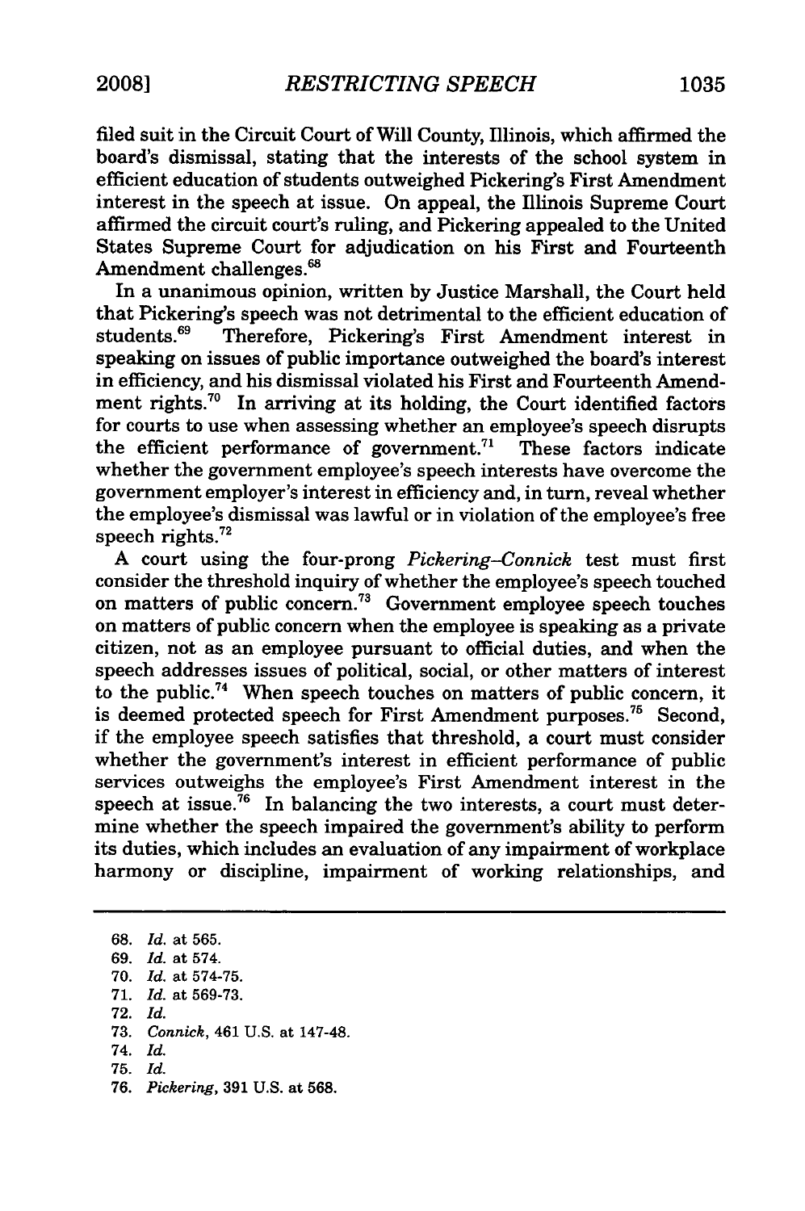filed suit in the Circuit Court of Will County, Illinois, which affirmed the board's dismissal, stating that the interests of the school system in efficient education of students outweighed Pickering's First Amendment interest in the speech at issue. On appeal, the Illinois Supreme Court affirmed the circuit court's ruling, and Pickering appealed to the United States Supreme Court for adjudication on his First and Fourteenth Amendment challenges.[68]

In a unanimous opinion, written by Justice Marshall, the Court held that Pickering's speech was not detrimental to the efficient education of students.[69] Therefore, Pickering's First Amendment interest in speaking on issues of public importance outweighed the board's interest in efficiency, and his dismissal violated his First and Fourteenth Amendment rights.[70] In arriving at its holding, the Court identified factors for courts to use when assessing whether an employee's speech disrupts the efficient performance of government.[71] These factors indicate whether the government employee's speech interests have overcome the government employer's interest in efficiency and, in turn, reveal whether the employee's dismissal was lawful or in violation of the employee's free speech rights.[72]

A court using the four-prong *Pickering–Connick* test must first consider the threshold inquiry of whether the employee's speech touched on matters of public concern.[73] Government employee speech touches on matters of public concern when the employee is speaking as a private citizen, not as an employee pursuant to official duties, and when the speech addresses issues of political, social, or other matters of interest to the public.[74] When speech touches on matters of public concern, it is deemed protected speech for First Amendment purposes.[75] Second, if the employee speech satisfies that threshold, a court must consider whether the government's interest in efficient performance of public services outweighs the employee's First Amendment interest in the speech at issue.[76] In balancing the two interests, a court must determine whether the speech impaired the government's ability to perform its duties, which includes an evaluation of any impairment of workplace harmony or discipline, impairment of working relationships, and

---

68. *Id.* at 565.
69. *Id.* at 574.
70. *Id.* at 574-75.
71. *Id.* at 569-73.
72. *Id.*
73. *Connick*, 461 U.S. at 147-48.
74. *Id.*
75. *Id.*
76. *Pickering*, 391 U.S. at 568.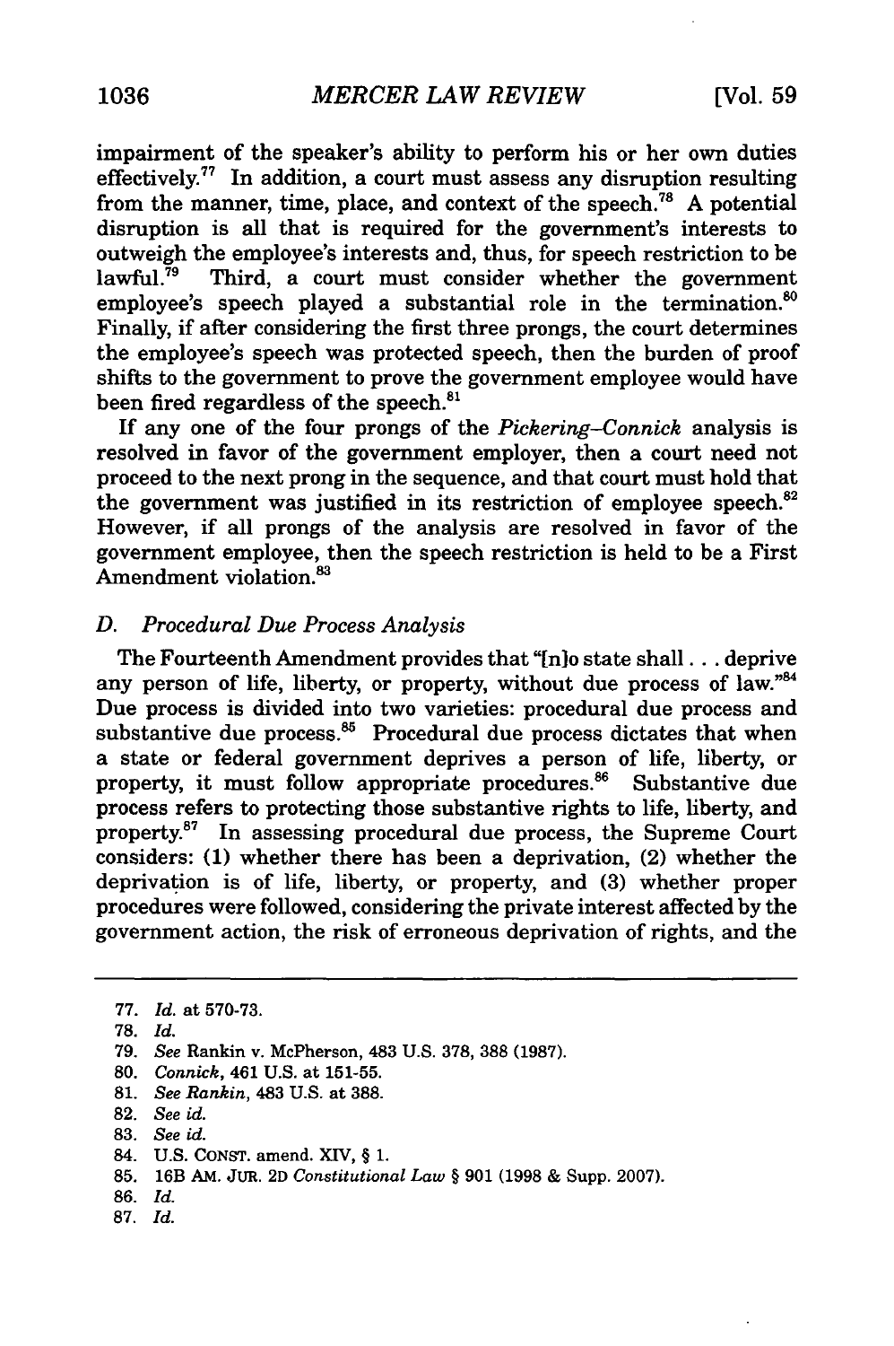impairment of the speaker's ability to perform his or her own duties effectively.[77] In addition, a court must assess any disruption resulting from the manner, time, place, and context of the speech.[78] A potential disruption is all that is required for the government's interests to outweigh the employee's interests and, thus, for speech restriction to be lawful.[79] Third, a court must consider whether the government employee's speech played a substantial role in the termination.[80] Finally, if after considering the first three prongs, the court determines the employee's speech was protected speech, then the burden of proof shifts to the government to prove the government employee would have been fired regardless of the speech.[81]

If any one of the four prongs of the *Pickering–Connick* analysis is resolved in favor of the government employer, then a court need not proceed to the next prong in the sequence, and that court must hold that the government was justified in its restriction of employee speech.[82] However, if all prongs of the analysis are resolved in favor of the government employee, then the speech restriction is held to be a First Amendment violation.[83]

### D. *Procedural Due Process Analysis*

The Fourteenth Amendment provides that "[n]o state shall . . . deprive any person of life, liberty, or property, without due process of law."[84] Due process is divided into two varieties: procedural due process and substantive due process.[85] Procedural due process dictates that when a state or federal government deprives a person of life, liberty, or property, it must follow appropriate procedures.[86] Substantive due process refers to protecting those substantive rights to life, liberty, and property.[87] In assessing procedural due process, the Supreme Court considers: (1) whether there has been a deprivation, (2) whether the deprivation is of life, liberty, or property, and (3) whether proper procedures were followed, considering the private interest affected by the government action, the risk of erroneous deprivation of rights, and the

---

77. *Id.* at 570-73.
78. *Id.*
79. *See* Rankin v. McPherson, 483 U.S. 378, 388 (1987).
80. *Connick*, 461 U.S. at 151-55.
81. *See Rankin*, 483 U.S. at 388.
82. *See id.*
83. *See id.*
84. U.S. CONST. amend. XIV, § 1.
85. 16B AM. JUR. 2D *Constitutional Law* § 901 (1998 & Supp. 2007).
86. *Id.*
87. *Id.*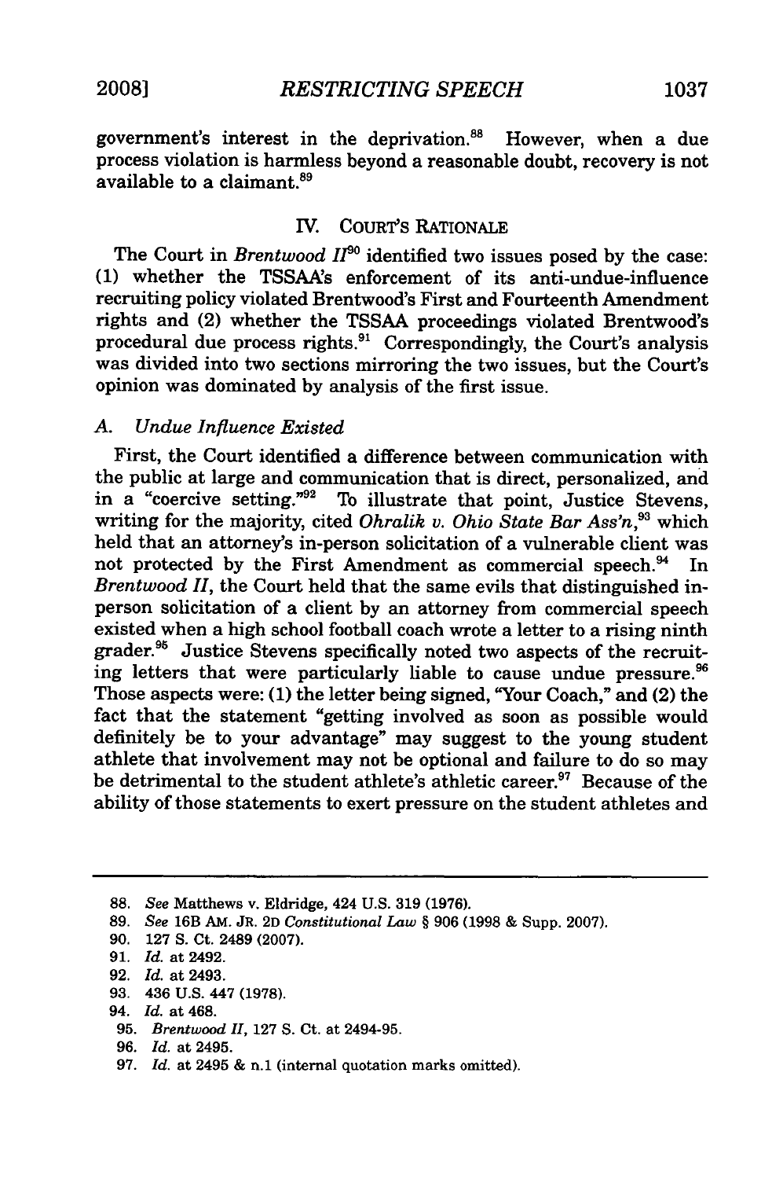government's interest in the deprivation.[88] However, when a due process violation is harmless beyond a reasonable doubt, recovery is not available to a claimant.[89]

## IV. COURT'S RATIONALE

The Court in *Brentwood II*[90] identified two issues posed by the case: (1) whether the TSSAA's enforcement of its anti-undue-influence recruiting policy violated Brentwood's First and Fourteenth Amendment rights and (2) whether the TSSAA proceedings violated Brentwood's procedural due process rights.[91] Correspondingly, the Court's analysis was divided into two sections mirroring the two issues, but the Court's opinion was dominated by analysis of the first issue.

### A. *Undue Influence Existed*

First, the Court identified a difference between communication with the public at large and communication that is direct, personalized, and in a "coercive setting."[92] To illustrate that point, Justice Stevens, writing for the majority, cited *Ohralik v. Ohio State Bar Ass'n*,[93] which held that an attorney's in-person solicitation of a vulnerable client was not protected by the First Amendment as commercial speech.[94] In *Brentwood II*, the Court held that the same evils that distinguished in-person solicitation of a client by an attorney from commercial speech existed when a high school football coach wrote a letter to a rising ninth grader.[95] Justice Stevens specifically noted two aspects of the recruiting letters that were particularly liable to cause undue pressure.[96] Those aspects were: (1) the letter being signed, "Your Coach," and (2) the fact that the statement "getting involved as soon as possible would definitely be to your advantage" may suggest to the young student athlete that involvement may not be optional and failure to do so may be detrimental to the student athlete's athletic career.[97] Because of the ability of those statements to exert pressure on the student athletes and

---

88. *See* Matthews v. Eldridge, 424 U.S. 319 (1976).

89. *See* 16B AM. JR. 2D *Constitutional Law* § 906 (1998 & Supp. 2007).

90. 127 S. Ct. 2489 (2007).

91. *Id.* at 2492.

92. *Id.* at 2493.

93. 436 U.S. 447 (1978).

94. *Id.* at 468.

95. *Brentwood II*, 127 S. Ct. at 2494-95.

96. *Id.* at 2495.

97. *Id.* at 2495 & n.1 (internal quotation marks omitted).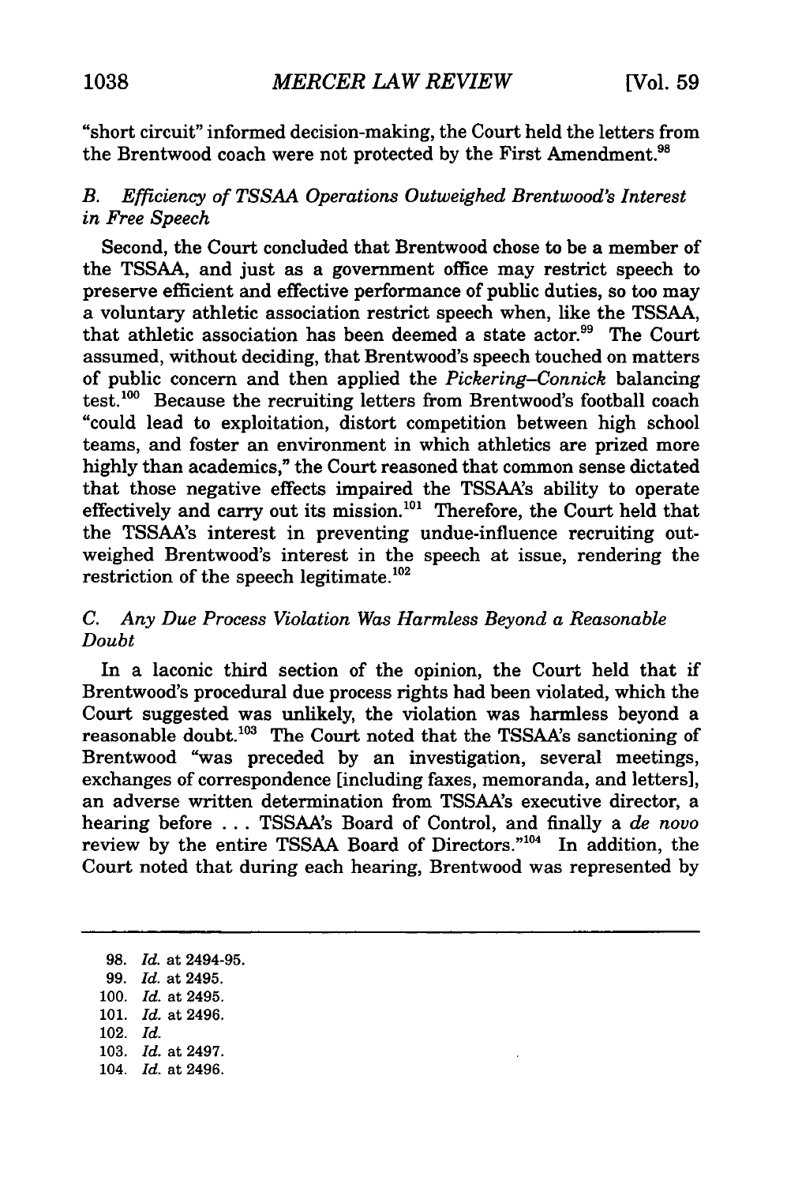"short circuit" informed decision-making, the Court held the letters from the Brentwood coach were not protected by the First Amendment.[98]

### B. *Efficiency of TSSAA Operations Outweighed Brentwood's Interest in Free Speech*

Second, the Court concluded that Brentwood chose to be a member of the TSSAA, and just as a government office may restrict speech to preserve efficient and effective performance of public duties, so too may a voluntary athletic association restrict speech when, like the TSSAA, that athletic association has been deemed a state actor.[99] The Court assumed, without deciding, that Brentwood's speech touched on matters of public concern and then applied the *Pickering–Connick* balancing test.[100] Because the recruiting letters from Brentwood's football coach "could lead to exploitation, distort competition between high school teams, and foster an environment in which athletics are prized more highly than academics," the Court reasoned that common sense dictated that those negative effects impaired the TSSAA's ability to operate effectively and carry out its mission.[101] Therefore, the Court held that the TSSAA's interest in preventing undue-influence recruiting outweighed Brentwood's interest in the speech at issue, rendering the restriction of the speech legitimate.[102]

### C. *Any Due Process Violation Was Harmless Beyond a Reasonable Doubt*

In a laconic third section of the opinion, the Court held that if Brentwood's procedural due process rights had been violated, which the Court suggested was unlikely, the violation was harmless beyond a reasonable doubt.[103] The Court noted that the TSSAA's sanctioning of Brentwood "was preceded by an investigation, several meetings, exchanges of correspondence [including faxes, memoranda, and letters], an adverse written determination from TSSAA's executive director, a hearing before . . . TSSAA's Board of Control, and finally a *de novo* review by the entire TSSAA Board of Directors."[104] In addition, the Court noted that during each hearing, Brentwood was represented by

---

98. *Id.* at 2494-95.
99. *Id.* at 2495.
100. *Id.* at 2495.
101. *Id.* at 2496.
102. *Id.*
103. *Id.* at 2497.
104. *Id.* at 2496.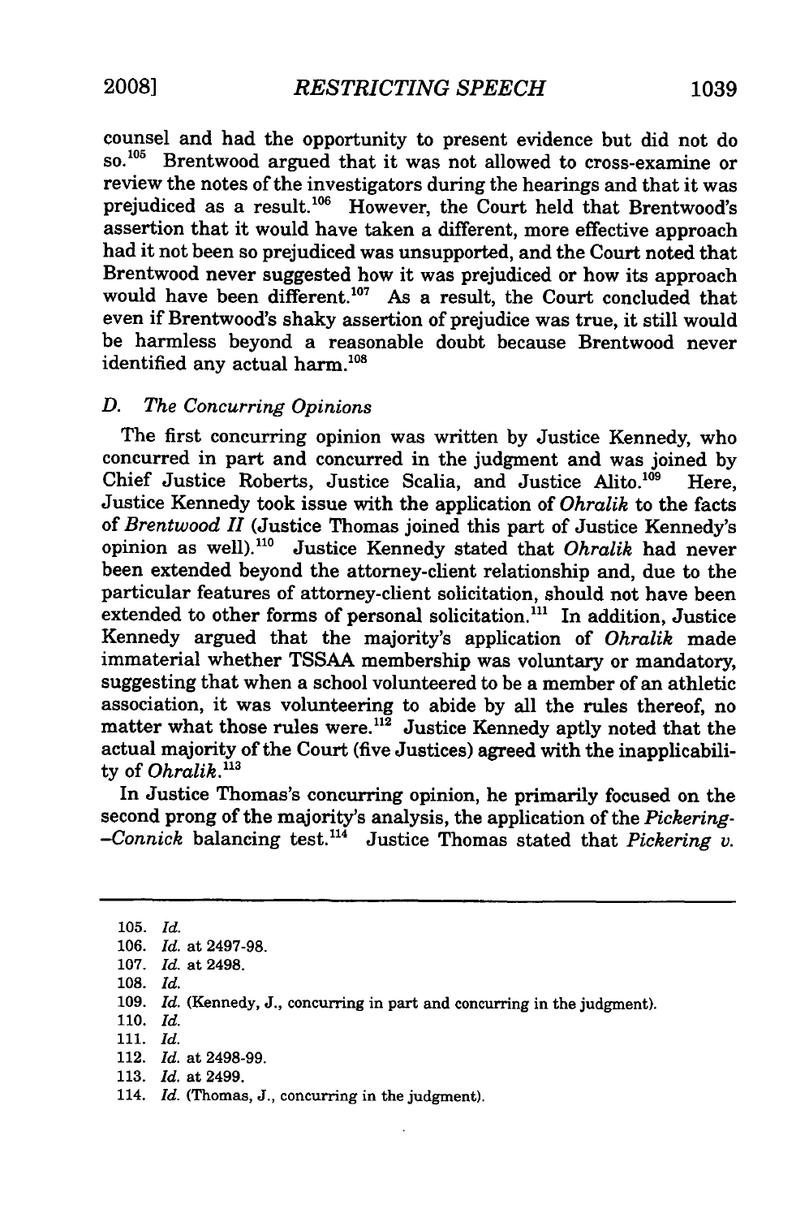counsel and had the opportunity to present evidence but did not do so.[105] Brentwood argued that it was not allowed to cross-examine or review the notes of the investigators during the hearings and that it was prejudiced as a result.[106] However, the Court held that Brentwood's assertion that it would have taken a different, more effective approach had it not been so prejudiced was unsupported, and the Court noted that Brentwood never suggested how it was prejudiced or how its approach would have been different.[107] As a result, the Court concluded that even if Brentwood's shaky assertion of prejudice was true, it still would be harmless beyond a reasonable doubt because Brentwood never identified any actual harm.[108]

### *D. The Concurring Opinions*

The first concurring opinion was written by Justice Kennedy, who concurred in part and concurred in the judgment and was joined by Chief Justice Roberts, Justice Scalia, and Justice Alito.[109] Here, Justice Kennedy took issue with the application of *Ohralik* to the facts of *Brentwood II* (Justice Thomas joined this part of Justice Kennedy's opinion as well).[110] Justice Kennedy stated that *Ohralik* had never been extended beyond the attorney-client relationship and, due to the particular features of attorney-client solicitation, should not have been extended to other forms of personal solicitation.[111] In addition, Justice Kennedy argued that the majority's application of *Ohralik* made immaterial whether TSSAA membership was voluntary or mandatory, suggesting that when a school volunteered to be a member of an athletic association, it was volunteering to abide by all the rules thereof, no matter what those rules were.[112] Justice Kennedy aptly noted that the actual majority of the Court (five Justices) agreed with the inapplicability of *Ohralik*.[113]

In Justice Thomas's concurring opinion, he primarily focused on the second prong of the majority's analysis, the application of the *Pickering-Connick* balancing test.[114] Justice Thomas stated that *Pickering v.*

105. *Id.*
106. *Id.* at 2497-98.
107. *Id.* at 2498.
108. *Id.*
109. *Id.* (Kennedy, J., concurring in part and concurring in the judgment).
110. *Id.*
111. *Id.*
112. *Id.* at 2498-99.
113. *Id.* at 2499.
114. *Id.* (Thomas, J., concurring in the judgment).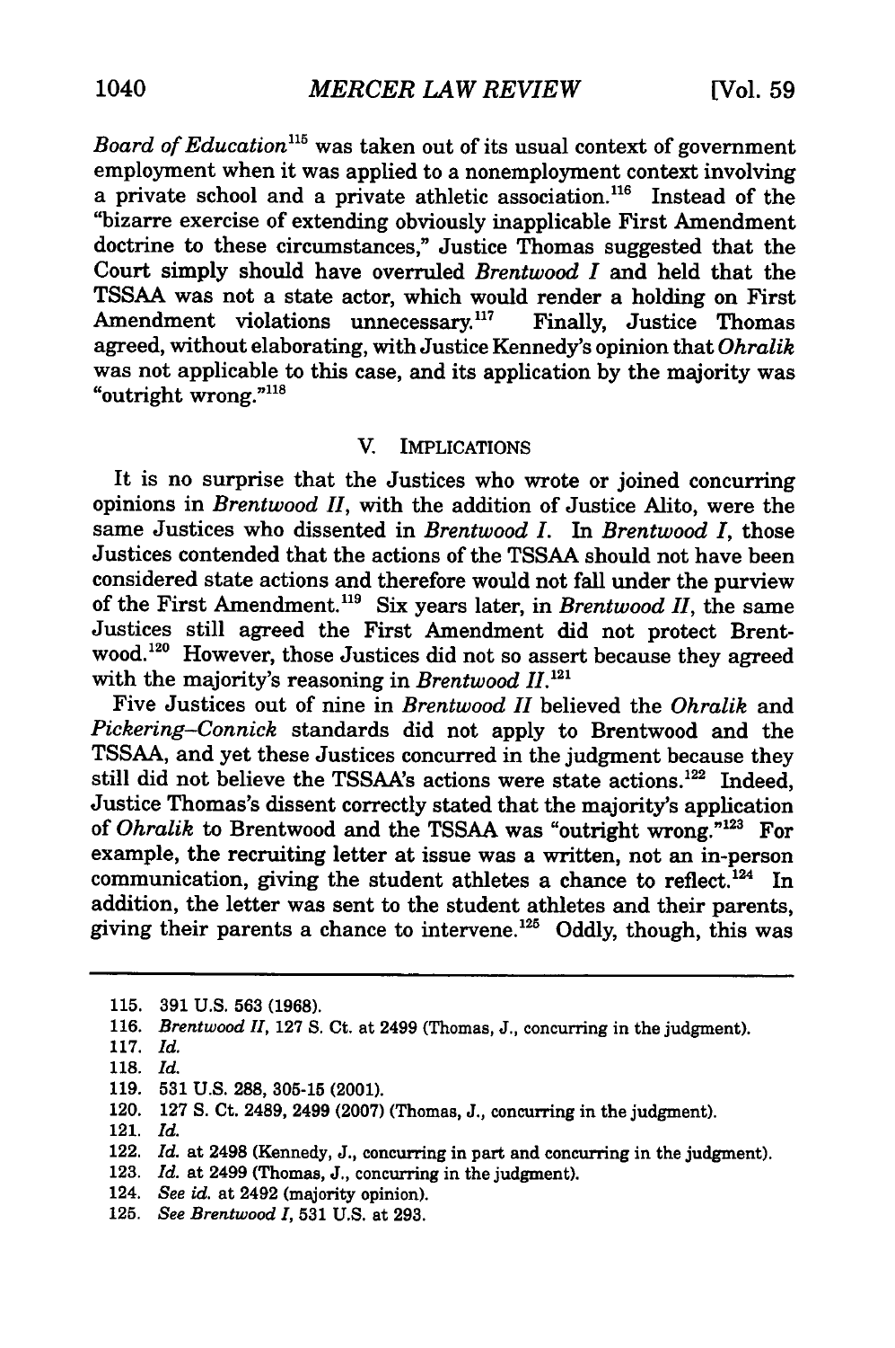*Board of Education*[115] was taken out of its usual context of government employment when it was applied to a nonemployment context involving a private school and a private athletic association.[116] Instead of the "bizarre exercise of extending obviously inapplicable First Amendment doctrine to these circumstances," Justice Thomas suggested that the Court simply should have overruled *Brentwood I* and held that the TSSAA was not a state actor, which would render a holding on First Amendment violations unnecessary.[117] Finally, Justice Thomas agreed, without elaborating, with Justice Kennedy's opinion that *Ohralik* was not applicable to this case, and its application by the majority was "outright wrong."[118]

## V. IMPLICATIONS

It is no surprise that the Justices who wrote or joined concurring opinions in *Brentwood II*, with the addition of Justice Alito, were the same Justices who dissented in *Brentwood I*. In *Brentwood I*, those Justices contended that the actions of the TSSAA should not have been considered state actions and therefore would not fall under the purview of the First Amendment.[119] Six years later, in *Brentwood II*, the same Justices still agreed the First Amendment did not protect Brentwood.[120] However, those Justices did not so assert because they agreed with the majority's reasoning in *Brentwood II*.[121]

Five Justices out of nine in *Brentwood II* believed the *Ohralik* and *Pickering–Connick* standards did not apply to Brentwood and the TSSAA, and yet these Justices concurred in the judgment because they still did not believe the TSSAA's actions were state actions.[122] Indeed, Justice Thomas's dissent correctly stated that the majority's application of *Ohralik* to Brentwood and the TSSAA was "outright wrong."[123] For example, the recruiting letter at issue was a written, not an in-person communication, giving the student athletes a chance to reflect.[124] In addition, the letter was sent to the student athletes and their parents, giving their parents a chance to intervene.[125] Oddly, though, this was

---

115. 391 U.S. 563 (1968).
116. *Brentwood II*, 127 S. Ct. at 2499 (Thomas, J., concurring in the judgment).
117. *Id.*
118. *Id.*
119. 531 U.S. 288, 305-15 (2001).
120. 127 S. Ct. 2489, 2499 (2007) (Thomas, J., concurring in the judgment).
121. *Id.*
122. *Id.* at 2498 (Kennedy, J., concurring in part and concurring in the judgment).
123. *Id.* at 2499 (Thomas, J., concurring in the judgment).
124. *See id.* at 2492 (majority opinion).
125. *See Brentwood I*, 531 U.S. at 293.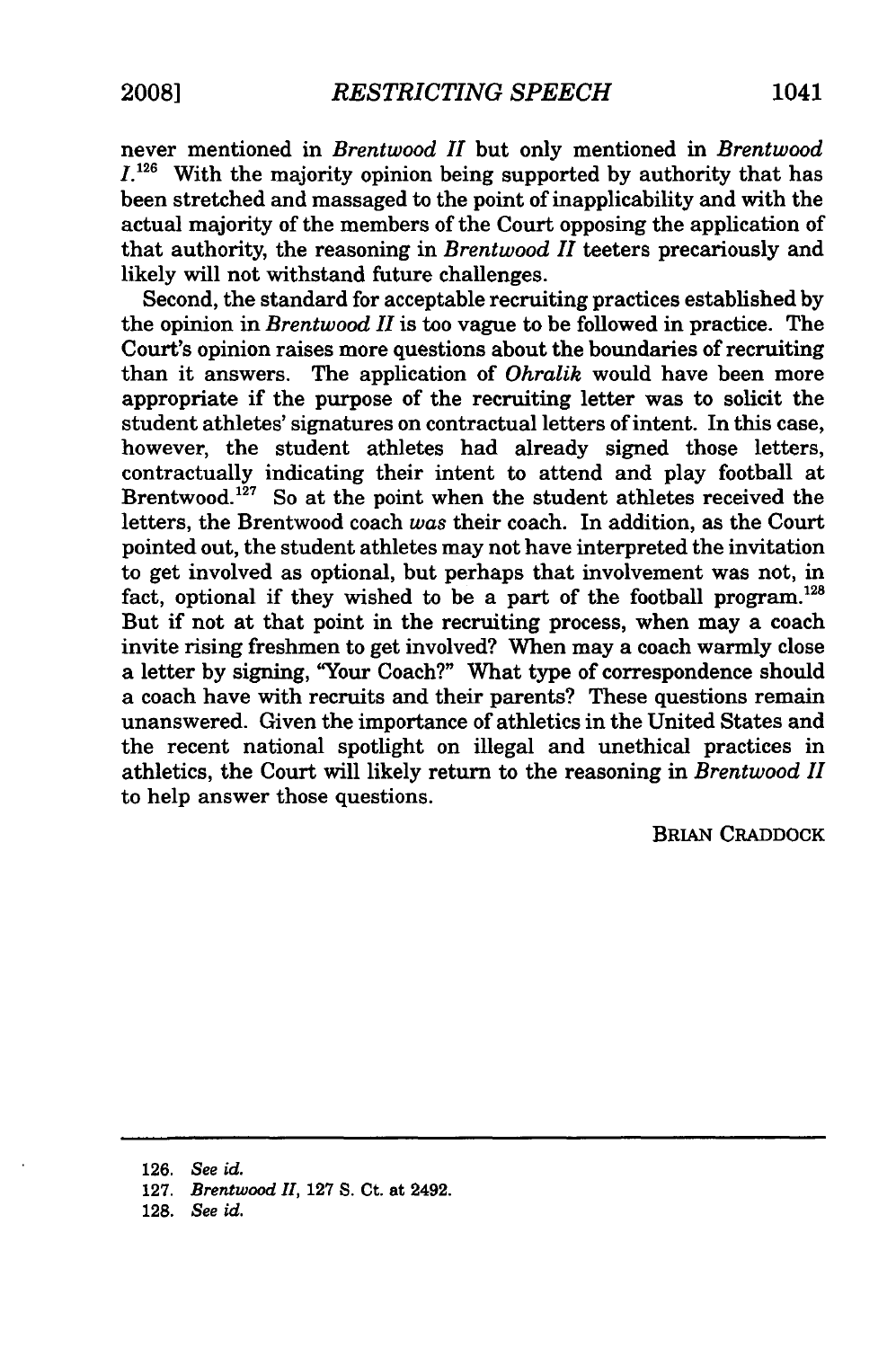never mentioned in *Brentwood II* but only mentioned in *Brentwood I*.[126] With the majority opinion being supported by authority that has been stretched and massaged to the point of inapplicability and with the actual majority of the members of the Court opposing the application of that authority, the reasoning in *Brentwood II* teeters precariously and likely will not withstand future challenges.

Second, the standard for acceptable recruiting practices established by the opinion in *Brentwood II* is too vague to be followed in practice. The Court's opinion raises more questions about the boundaries of recruiting than it answers. The application of *Ohralik* would have been more appropriate if the purpose of the recruiting letter was to solicit the student athletes' signatures on contractual letters of intent. In this case, however, the student athletes had already signed those letters, contractually indicating their intent to attend and play football at Brentwood.[127] So at the point when the student athletes received the letters, the Brentwood coach *was* their coach. In addition, as the Court pointed out, the student athletes may not have interpreted the invitation to get involved as optional, but perhaps that involvement was not, in fact, optional if they wished to be a part of the football program.[128] But if not at that point in the recruiting process, when may a coach invite rising freshmen to get involved? When may a coach warmly close a letter by signing, "Your Coach?" What type of correspondence should a coach have with recruits and their parents? These questions remain unanswered. Given the importance of athletics in the United States and the recent national spotlight on illegal and unethical practices in athletics, the Court will likely return to the reasoning in *Brentwood II* to help answer those questions.

BRIAN CRADDOCK

---

126. *See id.*

127. *Brentwood II*, 127 S. Ct. at 2492.

128. *See id.*